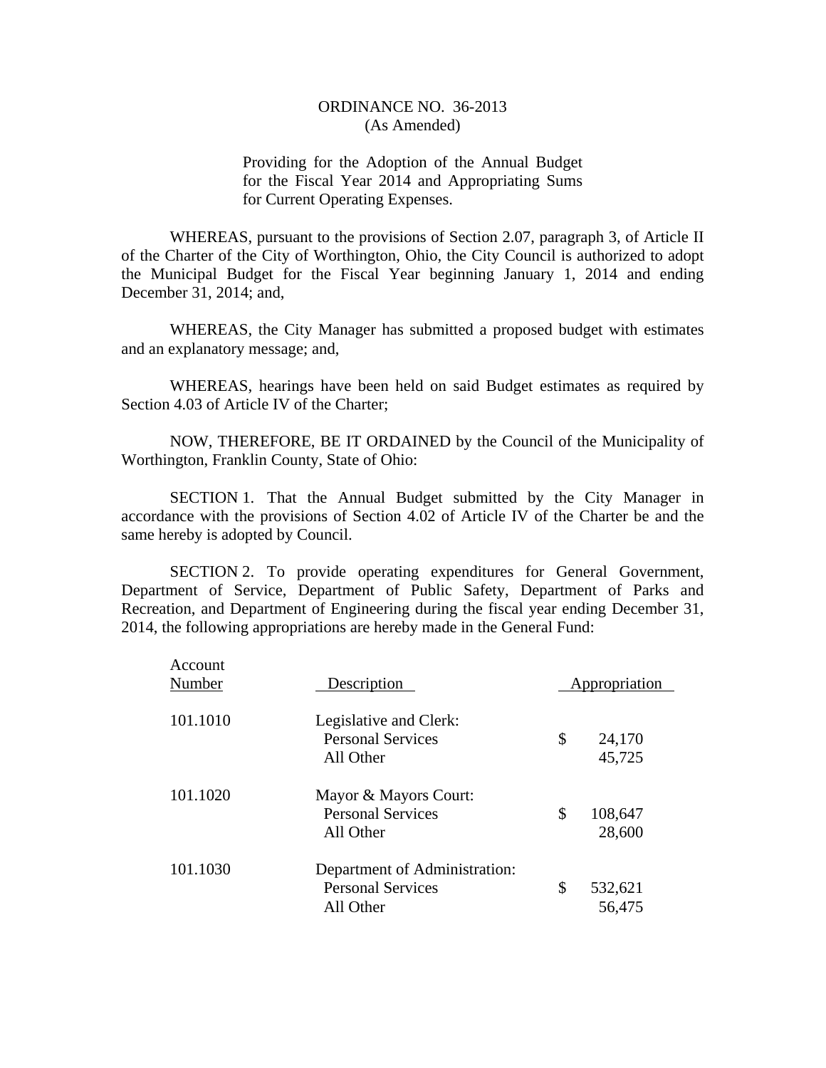# ORDINANCE NO. 36-2013
(As Amended)

Providing for the Adoption of the Annual Budget for the Fiscal Year 2014 and Appropriating Sums for Current Operating Expenses.

WHEREAS, pursuant to the provisions of Section 2.07, paragraph 3, of Article II of the Charter of the City of Worthington, Ohio, the City Council is authorized to adopt the Municipal Budget for the Fiscal Year beginning January 1, 2014 and ending December 31, 2014; and,

WHEREAS, the City Manager has submitted a proposed budget with estimates and an explanatory message; and,

WHEREAS, hearings have been held on said Budget estimates as required by Section 4.03 of Article IV of the Charter;

NOW, THEREFORE, BE IT ORDAINED by the Council of the Municipality of Worthington, Franklin County, State of Ohio:

SECTION 1. That the Annual Budget submitted by the City Manager in accordance with the provisions of Section 4.02 of Article IV of the Charter be and the same hereby is adopted by Council.

SECTION 2. To provide operating expenditures for General Government, Department of Service, Department of Public Safety, Department of Parks and Recreation, and Department of Engineering during the fiscal year ending December 31, 2014, the following appropriations are hereby made in the General Fund:

| Account Number | Description | Appropriation |
|---|---|---|
| 101.1010 | Legislative and Clerk: | |
| | Personal Services | $ 24,170 |
| | All Other | 45,725 |
| 101.1020 | Mayor & Mayors Court: | |
| | Personal Services | $ 108,647 |
| | All Other | 28,600 |
| 101.1030 | Department of Administration: | |
| | Personal Services | $ 532,621 |
| | All Other | 56,475 |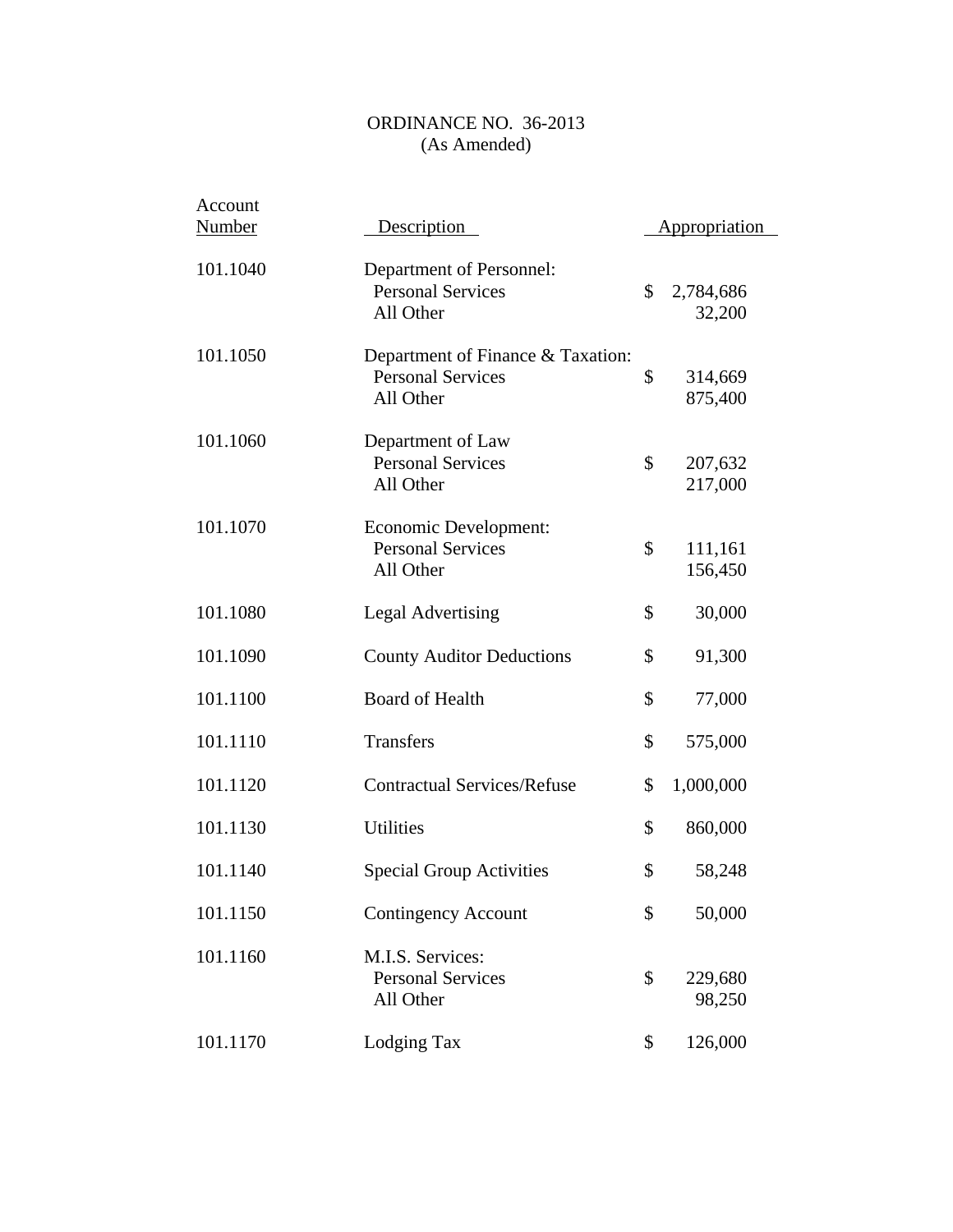ORDINANCE NO. 36-2013
(As Amended)

| Account Number | Description | Appropriation |
|---|---|---|
| 101.1040 | Department of Personnel: | |
| | Personal Services | $ 2,784,686 |
| | All Other | 32,200 |
| 101.1050 | Department of Finance & Taxation: | |
| | Personal Services | $ 314,669 |
| | All Other | 875,400 |
| 101.1060 | Department of Law | |
| | Personal Services | $ 207,632 |
| | All Other | 217,000 |
| 101.1070 | Economic Development: | |
| | Personal Services | $ 111,161 |
| | All Other | 156,450 |
| 101.1080 | Legal Advertising | $ 30,000 |
| 101.1090 | County Auditor Deductions | $ 91,300 |
| 101.1100 | Board of Health | $ 77,000 |
| 101.1110 | Transfers | $ 575,000 |
| 101.1120 | Contractual Services/Refuse | $ 1,000,000 |
| 101.1130 | Utilities | $ 860,000 |
| 101.1140 | Special Group Activities | $ 58,248 |
| 101.1150 | Contingency Account | $ 50,000 |
| 101.1160 | M.I.S. Services: | |
| | Personal Services | $ 229,680 |
| | All Other | 98,250 |
| 101.1170 | Lodging Tax | $ 126,000 |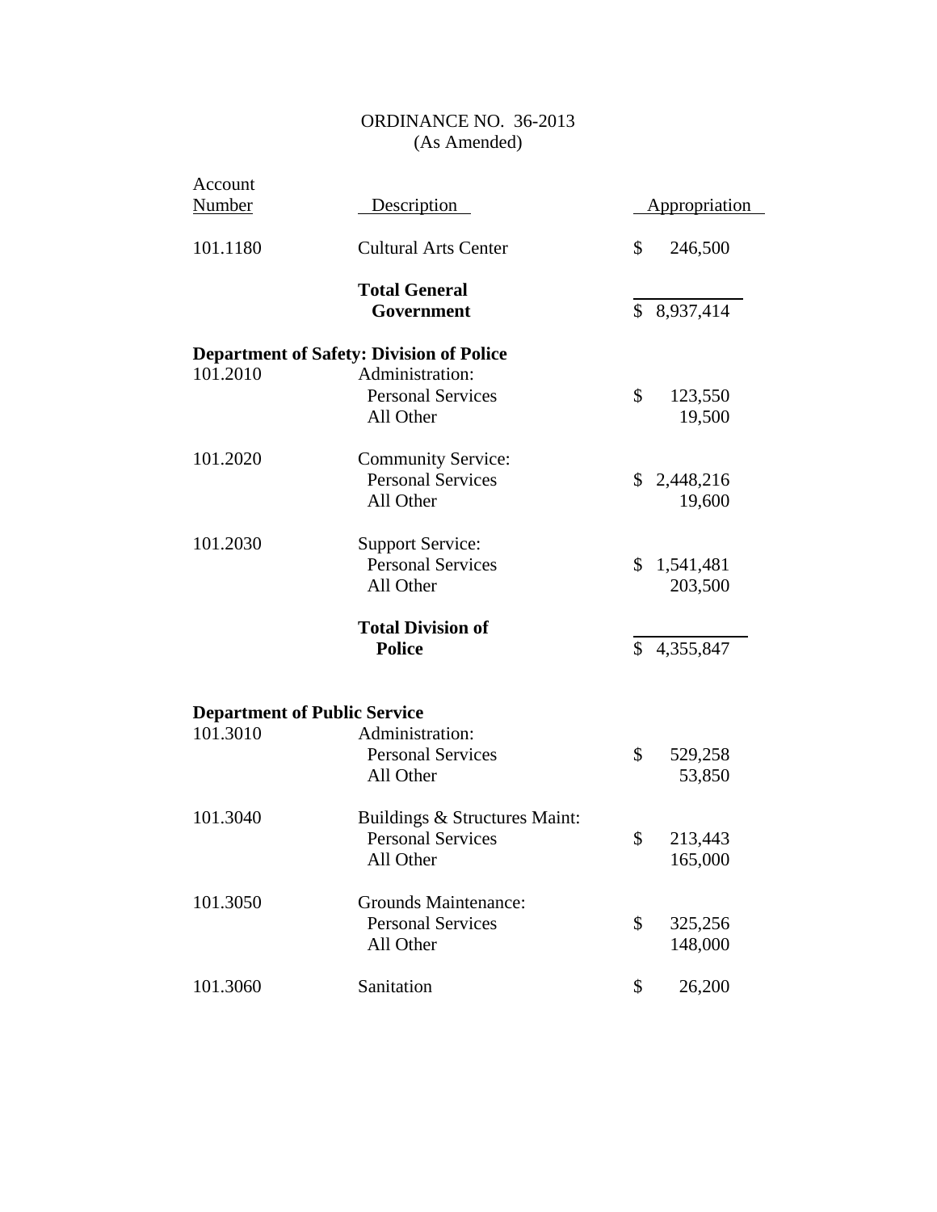ORDINANCE NO. 36-2013
(As Amended)

| Account Number | Description | Appropriation |
|---|---|---|
| 101.1180 | Cultural Arts Center | $ 246,500 |
| | **Total General Government** | $ 8,937,414 |
| **Department of Safety: Division of Police** | | |
| 101.2010 | Administration: | |
| | Personal Services | $ 123,550 |
| | All Other | 19,500 |
| 101.2020 | Community Service: | |
| | Personal Services | $ 2,448,216 |
| | All Other | 19,600 |
| 101.2030 | Support Service: | |
| | Personal Services | $ 1,541,481 |
| | All Other | 203,500 |
| | **Total Division of Police** | $ 4,355,847 |
| **Department of Public Service** | | |
| 101.3010 | Administration: | |
| | Personal Services | $ 529,258 |
| | All Other | 53,850 |
| 101.3040 | Buildings & Structures Maint: | |
| | Personal Services | $ 213,443 |
| | All Other | 165,000 |
| 101.3050 | Grounds Maintenance: | |
| | Personal Services | $ 325,256 |
| | All Other | 148,000 |
| 101.3060 | Sanitation | $ 26,200 |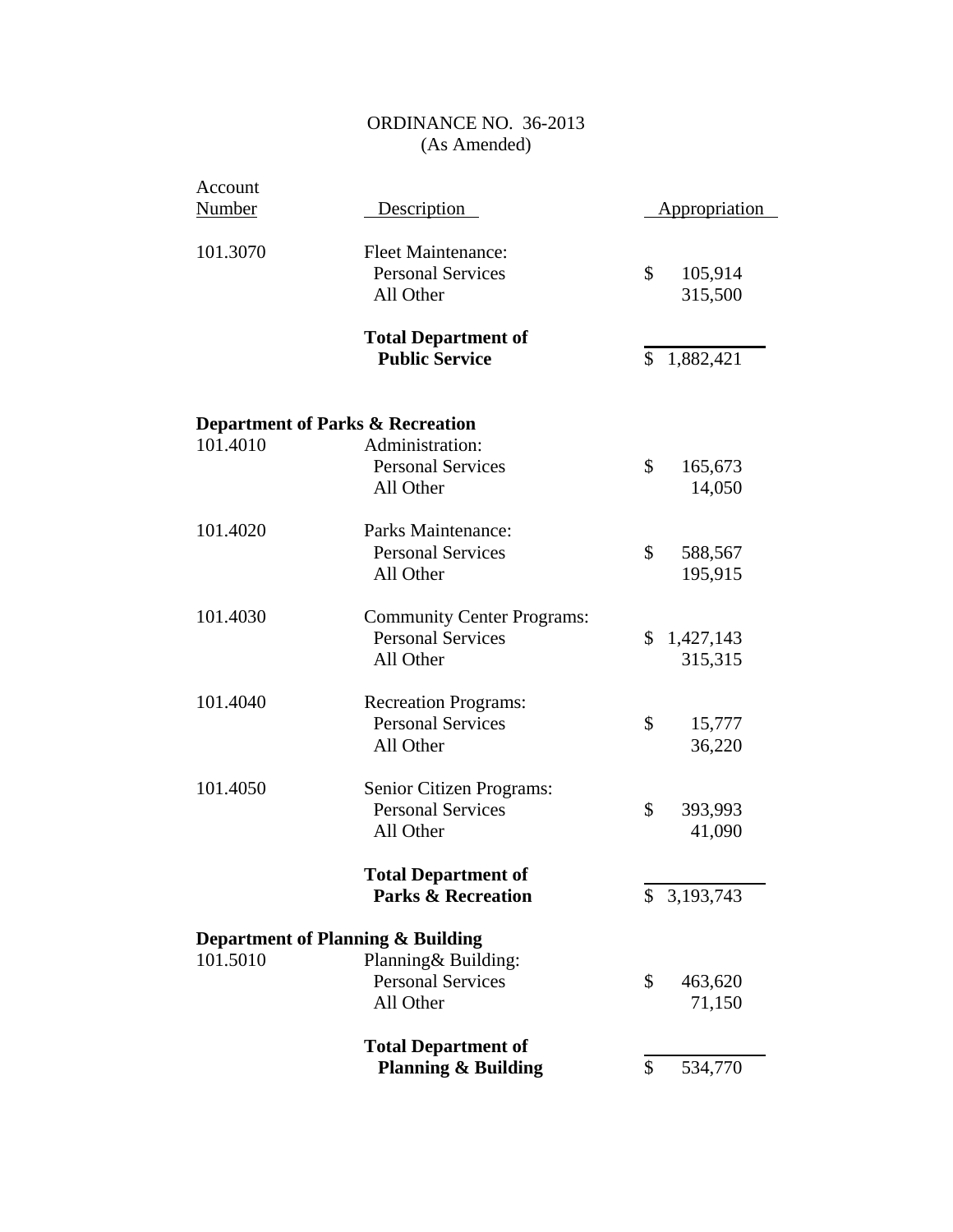ORDINANCE NO. 36-2013
(As Amended)

| Account Number | Description | Appropriation |
|---|---|---|
| 101.3070 | Fleet Maintenance: | |
| | Personal Services | $ 105,914 |
| | All Other | 315,500 |
| | **Total Department of Public Service** | $ 1,882,421 |
| **Department of Parks & Recreation** | | |
| 101.4010 | Administration: | |
| | Personal Services | $ 165,673 |
| | All Other | 14,050 |
| 101.4020 | Parks Maintenance: | |
| | Personal Services | $ 588,567 |
| | All Other | 195,915 |
| 101.4030 | Community Center Programs: | |
| | Personal Services | $ 1,427,143 |
| | All Other | 315,315 |
| 101.4040 | Recreation Programs: | |
| | Personal Services | $ 15,777 |
| | All Other | 36,220 |
| 101.4050 | Senior Citizen Programs: | |
| | Personal Services | $ 393,993 |
| | All Other | 41,090 |
| | **Total Department of Parks & Recreation** | $ 3,193,743 |
| **Department of Planning & Building** | | |
| 101.5010 | Planning& Building: | |
| | Personal Services | $ 463,620 |
| | All Other | 71,150 |
| | **Total Department of Planning & Building** | $ 534,770 |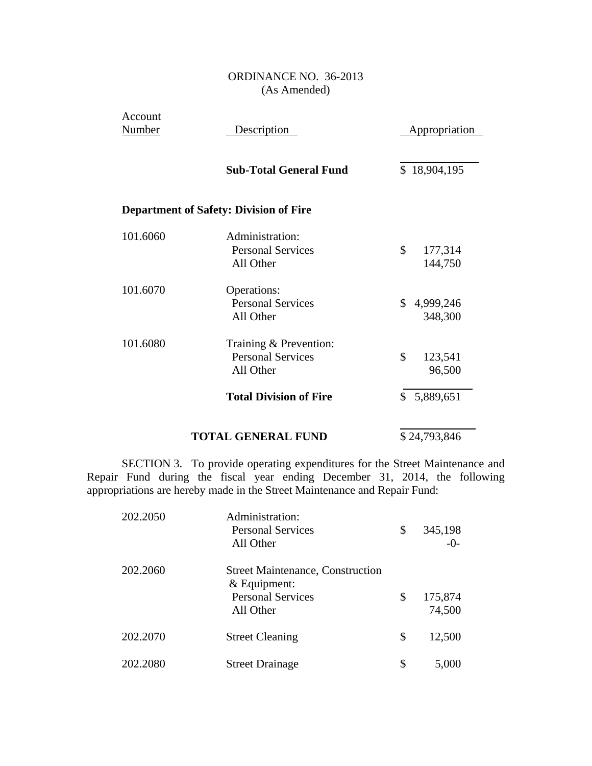ORDINANCE NO. 36-2013
(As Amended)

| Account Number | Description | Appropriation |
|---|---|---|
| | **Sub-Total General Fund** | $ 18,904,195 |
| **Department of Safety: Division of Fire** | | |
| 101.6060 | Administration: | |
| | Personal Services | $ 177,314 |
| | All Other | 144,750 |
| 101.6070 | Operations: | |
| | Personal Services | $ 4,999,246 |
| | All Other | 348,300 |
| 101.6080 | Training & Prevention: | |
| | Personal Services | $ 123,541 |
| | All Other | 96,500 |
| | **Total Division of Fire** | $ 5,889,651 |
| | **TOTAL GENERAL FUND** | $ 24,793,846 |

SECTION 3. To provide operating expenditures for the Street Maintenance and Repair Fund during the fiscal year ending December 31, 2014, the following appropriations are hereby made in the Street Maintenance and Repair Fund:

| Account Number | Description | Appropriation |
|---|---|---|
| 202.2050 | Administration: | |
| | Personal Services | $ 345,198 |
| | All Other | -0- |
| 202.2060 | Street Maintenance, Construction & Equipment: | |
| | Personal Services | $ 175,874 |
| | All Other | 74,500 |
| 202.2070 | Street Cleaning | $ 12,500 |
| 202.2080 | Street Drainage | $ 5,000 |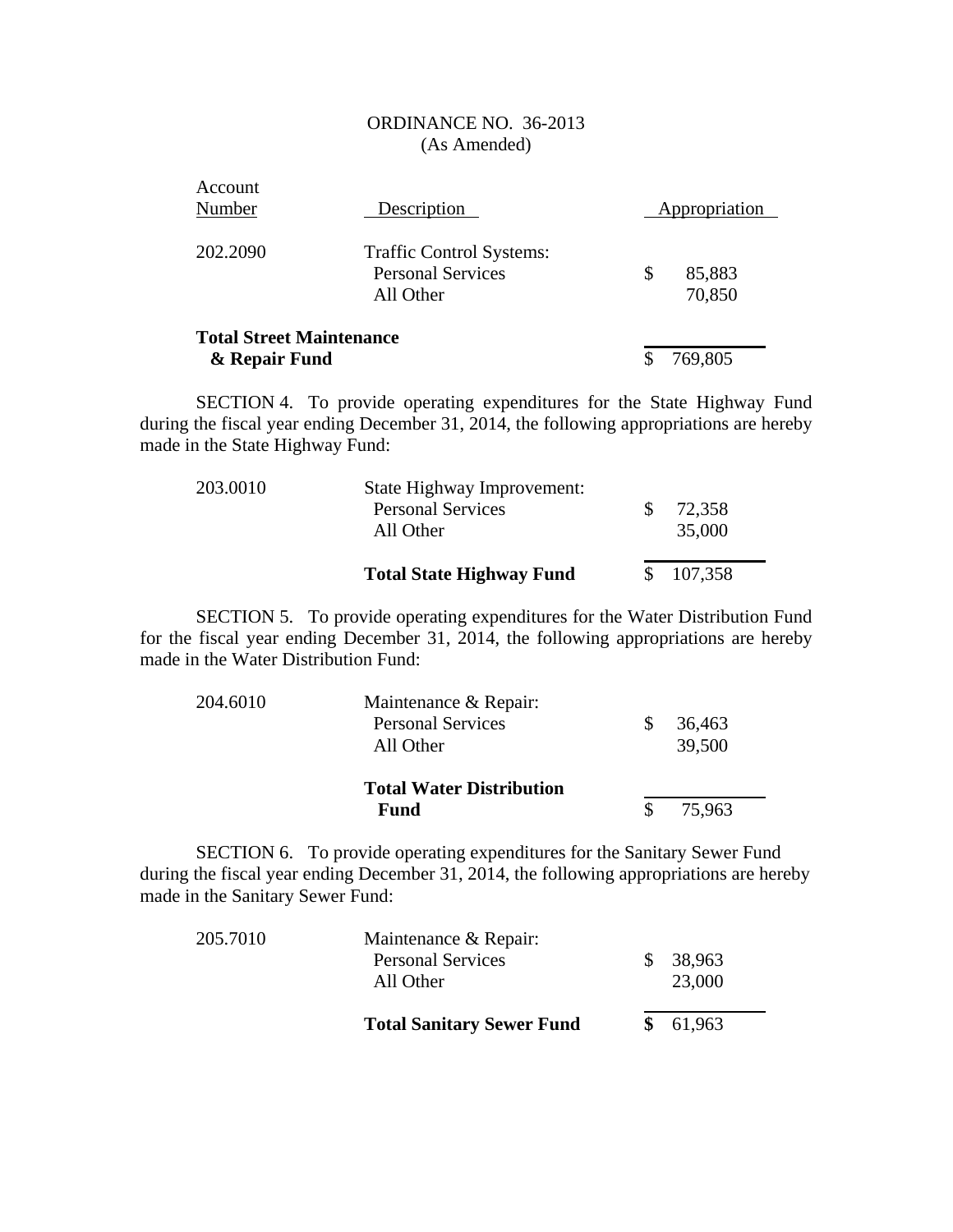ORDINANCE NO. 36-2013
(As Amended)

| Account Number | Description | Appropriation |
|---|---|---|
| 202.2090 | Traffic Control Systems: | |
| | Personal Services | $ 85,883 |
| | All Other | 70,850 |
| **Total Street Maintenance & Repair Fund** | | $ 769,805 |

SECTION 4. To provide operating expenditures for the State Highway Fund during the fiscal year ending December 31, 2014, the following appropriations are hereby made in the State Highway Fund:

| | | |
|---|---|---|
| 203.0010 | State Highway Improvement: | |
| | Personal Services | $ 72,358 |
| | All Other | 35,000 |
| | **Total State Highway Fund** | $ 107,358 |

SECTION 5. To provide operating expenditures for the Water Distribution Fund for the fiscal year ending December 31, 2014, the following appropriations are hereby made in the Water Distribution Fund:

| | | |
|---|---|---|
| 204.6010 | Maintenance & Repair: | |
| | Personal Services | $ 36,463 |
| | All Other | 39,500 |
| | **Total Water Distribution Fund** | $ 75,963 |

SECTION 6. To provide operating expenditures for the Sanitary Sewer Fund during the fiscal year ending December 31, 2014, the following appropriations are hereby made in the Sanitary Sewer Fund:

| | | |
|---|---|---|
| 205.7010 | Maintenance & Repair: | |
| | Personal Services | $ 38,963 |
| | All Other | 23,000 |
| | **Total Sanitary Sewer Fund** | **$** 61,963 |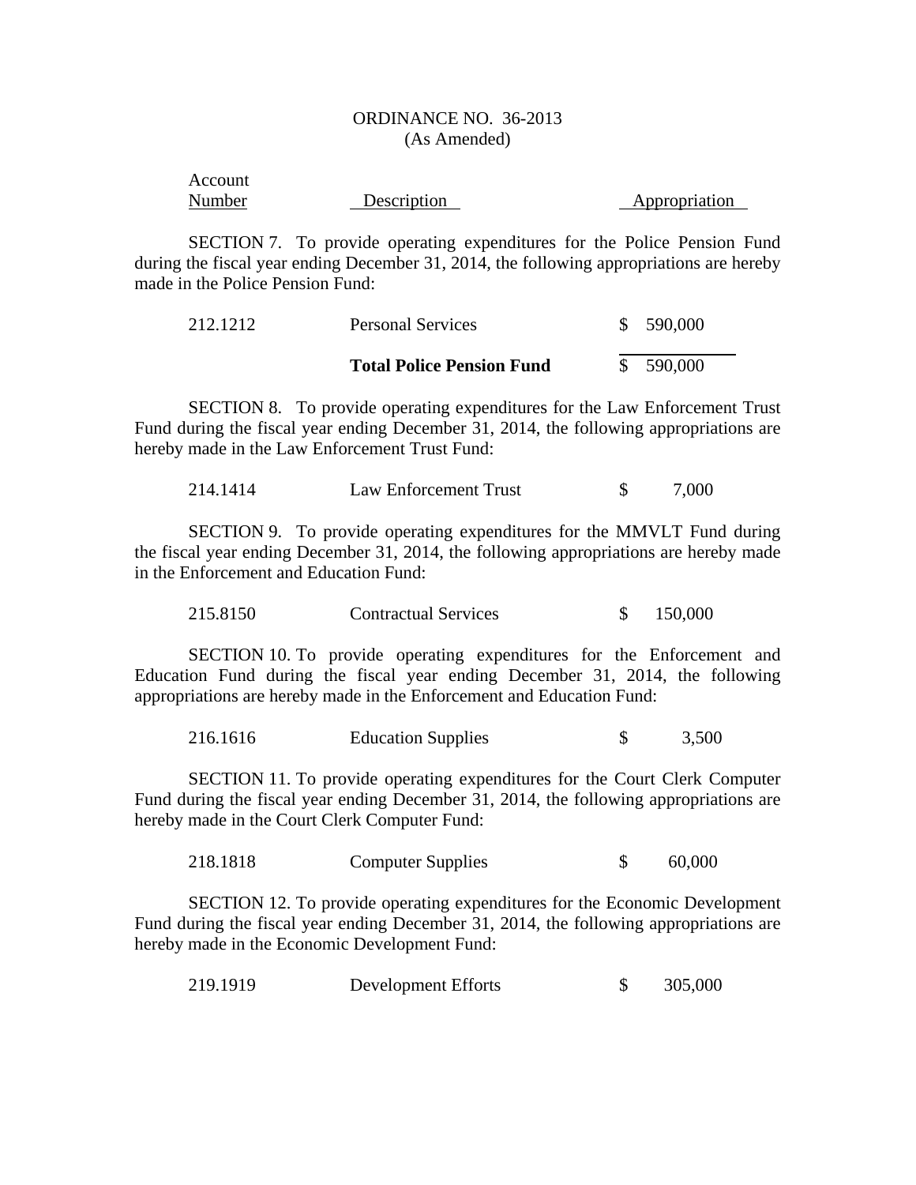ORDINANCE NO. 36-2013
(As Amended)

| Account Number | Description | Appropriation |
|---|---|---|

SECTION 7. To provide operating expenditures for the Police Pension Fund during the fiscal year ending December 31, 2014, the following appropriations are hereby made in the Police Pension Fund:

| | | |
|---|---|---|
| 212.1212 | Personal Services | $ 590,000 |
| | **Total Police Pension Fund** | $ 590,000 |

SECTION 8. To provide operating expenditures for the Law Enforcement Trust Fund during the fiscal year ending December 31, 2014, the following appropriations are hereby made in the Law Enforcement Trust Fund:

| | | |
|---|---|---|
| 214.1414 | Law Enforcement Trust | $ 7,000 |

SECTION 9. To provide operating expenditures for the MMVLT Fund during the fiscal year ending December 31, 2014, the following appropriations are hereby made in the Enforcement and Education Fund:

| | | |
|---|---|---|
| 215.8150 | Contractual Services | $ 150,000 |

SECTION 10. To provide operating expenditures for the Enforcement and Education Fund during the fiscal year ending December 31, 2014, the following appropriations are hereby made in the Enforcement and Education Fund:

| | | |
|---|---|---|
| 216.1616 | Education Supplies | $ 3,500 |

SECTION 11. To provide operating expenditures for the Court Clerk Computer Fund during the fiscal year ending December 31, 2014, the following appropriations are hereby made in the Court Clerk Computer Fund:

| | | |
|---|---|---|
| 218.1818 | Computer Supplies | $ 60,000 |

SECTION 12. To provide operating expenditures for the Economic Development Fund during the fiscal year ending December 31, 2014, the following appropriations are hereby made in the Economic Development Fund:

| | | |
|---|---|---|
| 219.1919 | Development Efforts | $ 305,000 |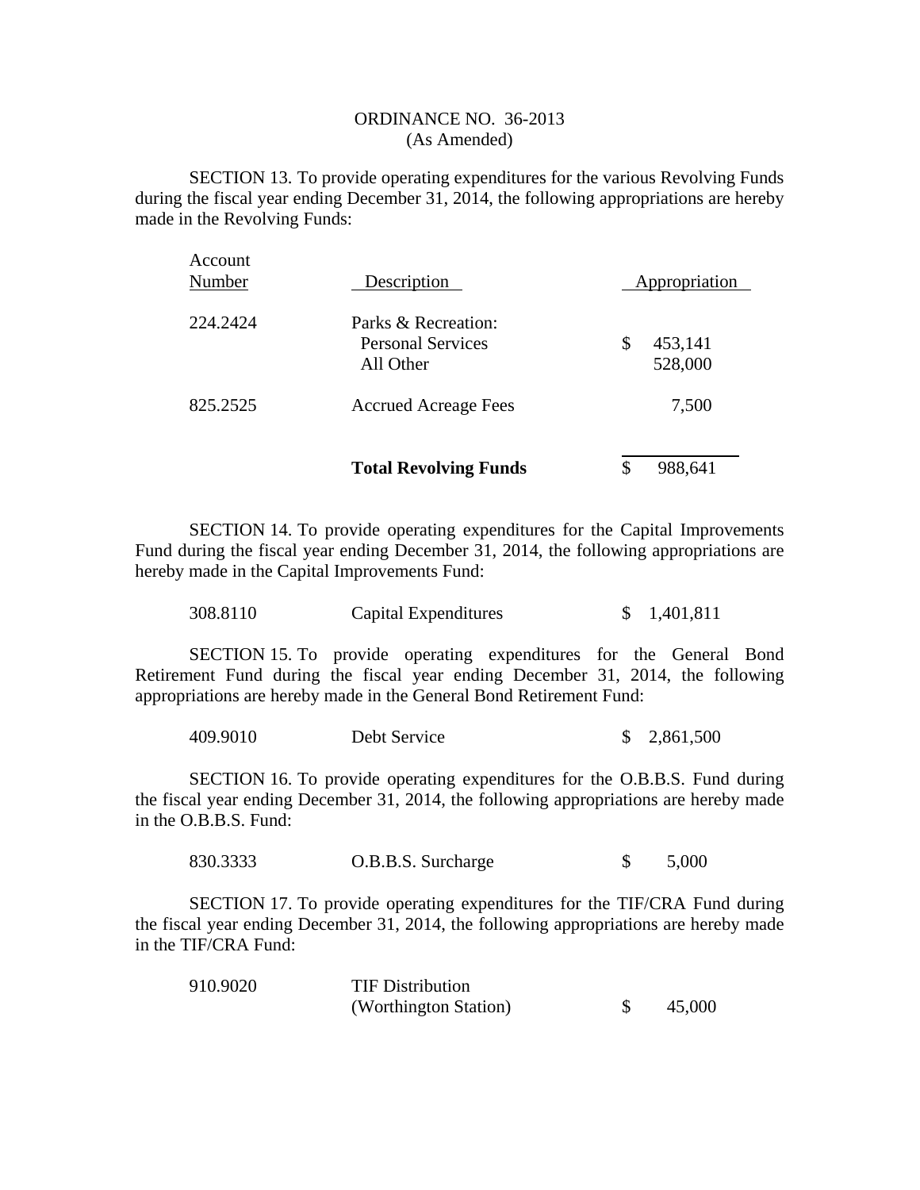ORDINANCE NO. 36-2013
(As Amended)

SECTION 13. To provide operating expenditures for the various Revolving Funds during the fiscal year ending December 31, 2014, the following appropriations are hereby made in the Revolving Funds:

| Account Number | Description | Appropriation |
|---|---|---|
| 224.2424 | Parks & Recreation: | |
| | Personal Services | $ 453,141 |
| | All Other | 528,000 |
| 825.2525 | Accrued Acreage Fees | 7,500 |
| | **Total Revolving Funds** | $ 988,641 |

SECTION 14. To provide operating expenditures for the Capital Improvements Fund during the fiscal year ending December 31, 2014, the following appropriations are hereby made in the Capital Improvements Fund:

| | | |
|---|---|---|
| 308.8110 | Capital Expenditures | $ 1,401,811 |

SECTION 15. To provide operating expenditures for the General Bond Retirement Fund during the fiscal year ending December 31, 2014, the following appropriations are hereby made in the General Bond Retirement Fund:

| | | |
|---|---|---|
| 409.9010 | Debt Service | $ 2,861,500 |

SECTION 16. To provide operating expenditures for the O.B.B.S. Fund during the fiscal year ending December 31, 2014, the following appropriations are hereby made in the O.B.B.S. Fund:

| | | |
|---|---|---|
| 830.3333 | O.B.B.S. Surcharge | $ 5,000 |

SECTION 17. To provide operating expenditures for the TIF/CRA Fund during the fiscal year ending December 31, 2014, the following appropriations are hereby made in the TIF/CRA Fund:

| | | |
|---|---|---|
| 910.9020 | TIF Distribution (Worthington Station) | $ 45,000 |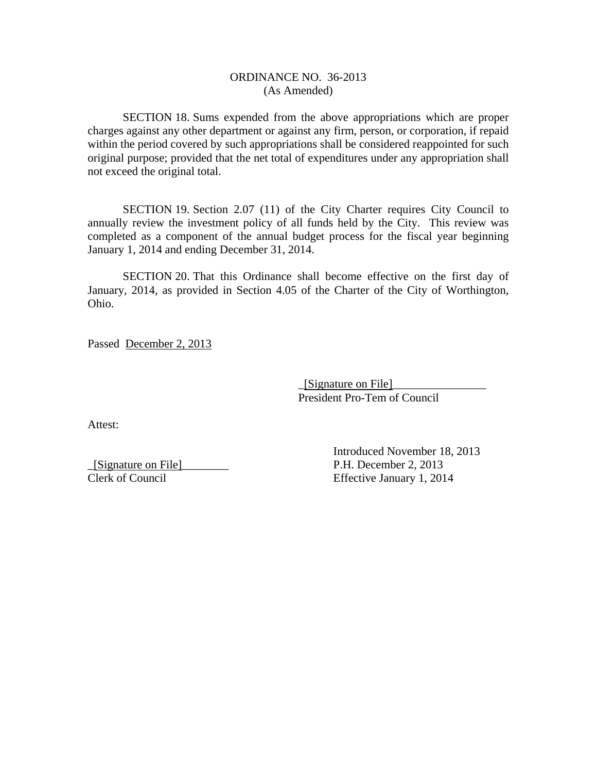ORDINANCE NO. 36-2013
(As Amended)

SECTION 18. Sums expended from the above appropriations which are proper charges against any other department or against any firm, person, or corporation, if repaid within the period covered by such appropriations shall be considered reappointed for such original purpose; provided that the net total of expenditures under any appropriation shall not exceed the original total.

SECTION 19. Section 2.07 (11) of the City Charter requires City Council to annually review the investment policy of all funds held by the City. This review was completed as a component of the annual budget process for the fiscal year beginning January 1, 2014 and ending December 31, 2014.

SECTION 20. That this Ordinance shall become effective on the first day of January, 2014, as provided in Section 4.05 of the Charter of the City of Worthington, Ohio.

Passed December 2, 2013

_[Signature on File]________________
President Pro-Tem of Council

Attest:

_[Signature on File]________
Clerk of Council

Introduced November 18, 2013
P.H. December 2, 2013
Effective January 1, 2014